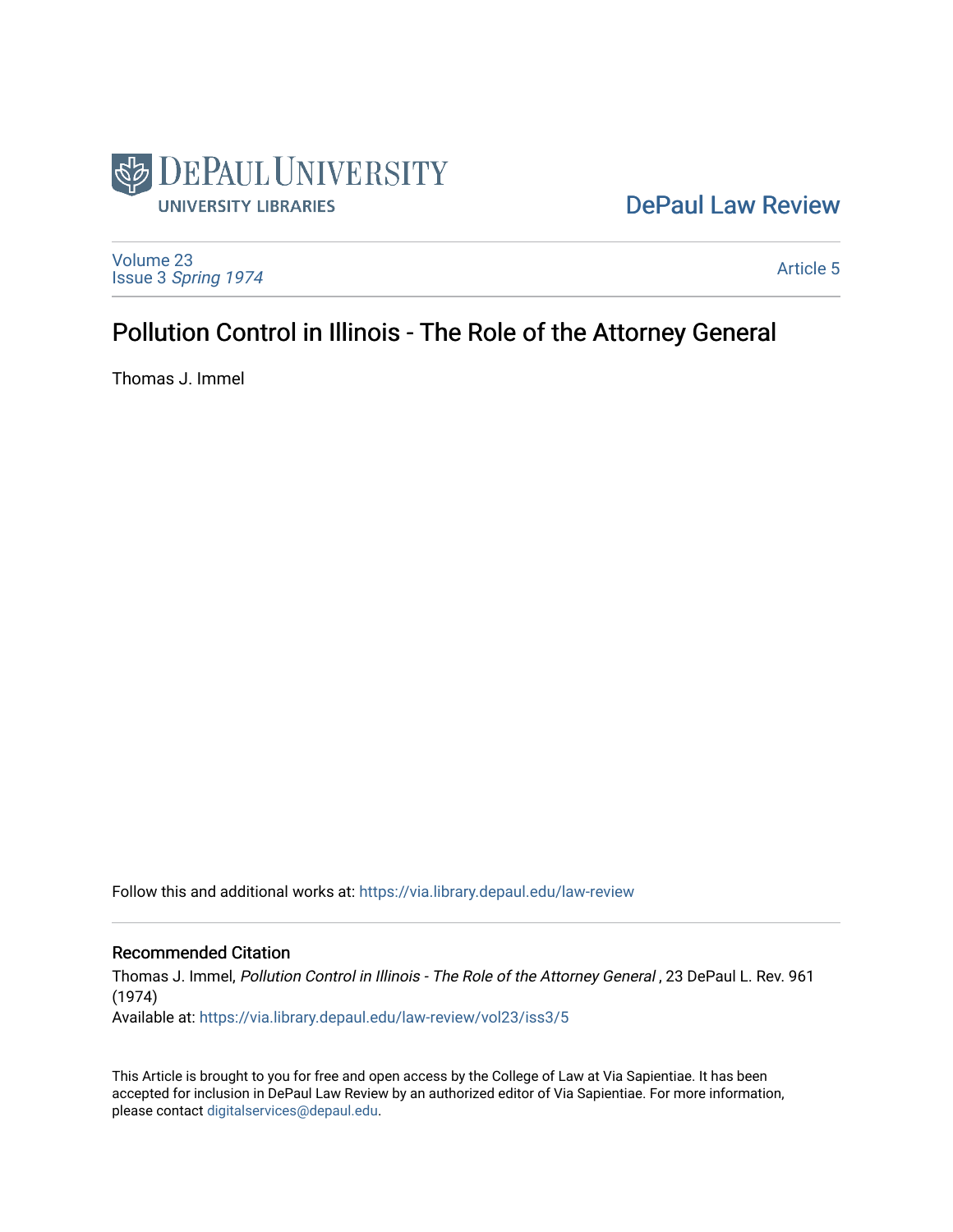DePaul University University Libraries

DePaul Law Review

Volume 23
Issue 3 *Spring 1974*

Article 5

# Pollution Control in Illinois - The Role of the Attorney General

Thomas J. Immel

Follow this and additional works at: https://via.library.depaul.edu/law-review

## Recommended Citation

Thomas J. Immel, *Pollution Control in Illinois - The Role of the Attorney General* , 23 DePaul L. Rev. 961 (1974)

Available at: https://via.library.depaul.edu/law-review/vol23/iss3/5

This Article is brought to you for free and open access by the College of Law at Via Sapientiae. It has been accepted for inclusion in DePaul Law Review by an authorized editor of Via Sapientiae. For more information, please contact digitalservices@depaul.edu.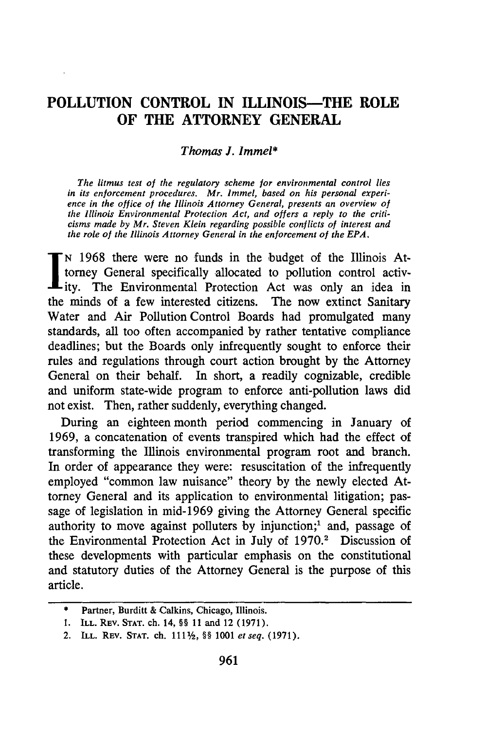# POLLUTION CONTROL IN ILLINOIS—THE ROLE OF THE ATTORNEY GENERAL

*Thomas J. Immel\**

*The litmus test of the regulatory scheme for environmental control lies in its enforcement procedures. Mr. Immel, based on his personal experience in the office of the Illinois Attorney General, presents an overview of the Illinois Environmental Protection Act, and offers a reply to the criticisms made by Mr. Steven Klein regarding possible conflicts of interest and the role of the Illinois Attorney General in the enforcement of the EPA.*

In 1968 there were no funds in the budget of the Illinois Attorney General specifically allocated to pollution control activity. The Environmental Protection Act was only an idea in the minds of a few interested citizens. The now extinct Sanitary Water and Air Pollution Control Boards had promulgated many standards, all too often accompanied by rather tentative compliance deadlines; but the Boards only infrequently sought to enforce their rules and regulations through court action brought by the Attorney General on their behalf. In short, a readily cognizable, credible and uniform state-wide program to enforce anti-pollution laws did not exist. Then, rather suddenly, everything changed.

During an eighteen month period commencing in January of 1969, a concatenation of events transpired which had the effect of transforming the Illinois environmental program root and branch. In order of appearance they were: resuscitation of the infrequently employed "common law nuisance" theory by the newly elected Attorney General and its application to environmental litigation; passage of legislation in mid-1969 giving the Attorney General specific authority to move against polluters by injunction;[1] and, passage of the Environmental Protection Act in July of 1970.[2] Discussion of these developments with particular emphasis on the constitutional and statutory duties of the Attorney General is the purpose of this article.

---

\* Partner, Burditt & Calkins, Chicago, Illinois.

1. ILL. REV. STAT. ch. 14, §§ 11 and 12 (1971).

2. ILL. REV. STAT. ch. 111½, §§ 1001 *et seq.* (1971).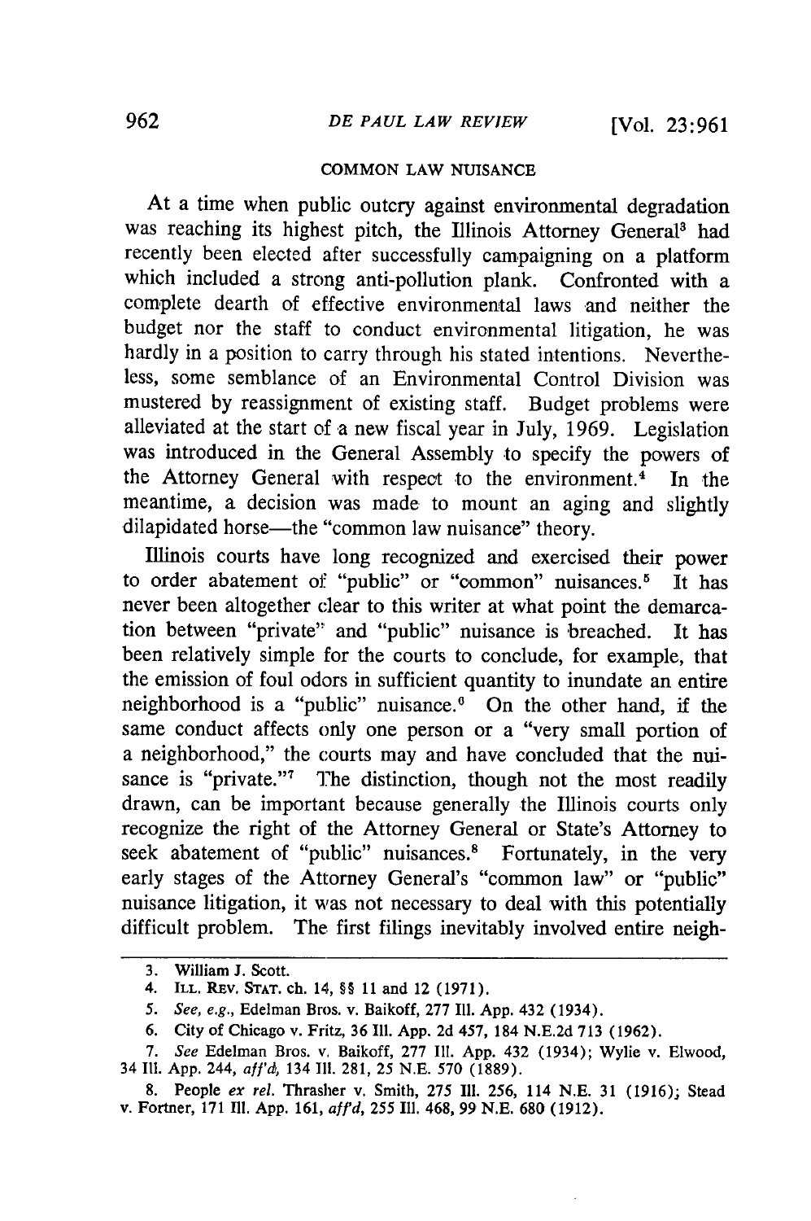## COMMON LAW NUISANCE

At a time when public outcry against environmental degradation was reaching its highest pitch, the Illinois Attorney General[3] had recently been elected after successfully campaigning on a platform which included a strong anti-pollution plank. Confronted with a complete dearth of effective environmental laws and neither the budget nor the staff to conduct environmental litigation, he was hardly in a position to carry through his stated intentions. Nevertheless, some semblance of an Environmental Control Division was mustered by reassignment of existing staff. Budget problems were alleviated at the start of a new fiscal year in July, 1969. Legislation was introduced in the General Assembly to specify the powers of the Attorney General with respect to the environment.[4] In the meantime, a decision was made to mount an aging and slightly dilapidated horse—the "common law nuisance" theory.

Illinois courts have long recognized and exercised their power to order abatement of "public" or "common" nuisances.[5] It has never been altogether clear to this writer at what point the demarcation between "private" and "public" nuisance is breached. It has been relatively simple for the courts to conclude, for example, that the emission of foul odors in sufficient quantity to inundate an entire neighborhood is a "public" nuisance.[6] On the other hand, if the same conduct affects only one person or a "very small portion of a neighborhood," the courts may and have concluded that the nuisance is "private."[7] The distinction, though not the most readily drawn, can be important because generally the Illinois courts only recognize the right of the Attorney General or State's Attorney to seek abatement of "public" nuisances.[8] Fortunately, in the very early stages of the Attorney General's "common law" or "public" nuisance litigation, it was not necessary to deal with this potentially difficult problem. The first filings inevitably involved entire neigh-

---

3. William J. Scott.

4. ILL. REV. STAT. ch. 14, §§ 11 and 12 (1971).

5. *See, e.g.*, Edelman Bros. v. Baikoff, 277 Ill. App. 432 (1934).

6. City of Chicago v. Fritz, 36 Ill. App. 2d 457, 184 N.E.2d 713 (1962).

7. *See* Edelman Bros. v. Baikoff, 277 Ill. App. 432 (1934); Wylie v. Elwood, 34 Ill. App. 244, *aff'd*, 134 Ill. 281, 25 N.E. 570 (1889).

8. People *ex rel.* Thrasher v. Smith, 275 Ill. 256, 114 N.E. 31 (1916); Stead v. Fortner, 171 Ill. App. 161, *aff'd*, 255 Ill. 468, 99 N.E. 680 (1912).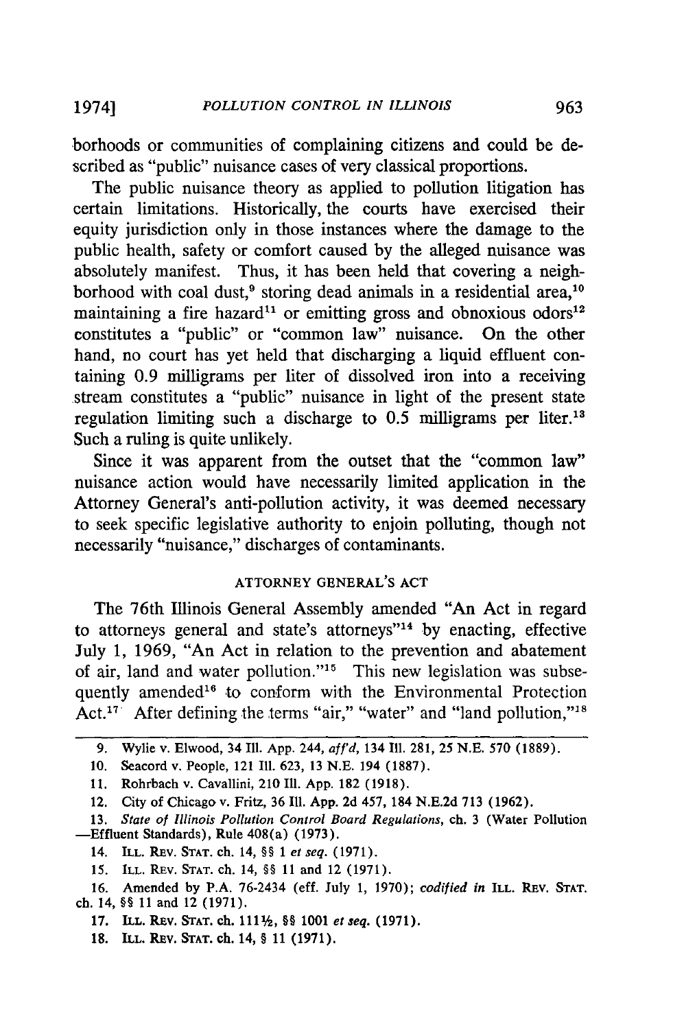borhoods or communities of complaining citizens and could be described as "public" nuisance cases of very classical proportions.

The public nuisance theory as applied to pollution litigation has certain limitations. Historically, the courts have exercised their equity jurisdiction only in those instances where the damage to the public health, safety or comfort caused by the alleged nuisance was absolutely manifest. Thus, it has been held that covering a neighborhood with coal dust,[9] storing dead animals in a residential area,[10] maintaining a fire hazard[11] or emitting gross and obnoxious odors[12] constitutes a "public" or "common law" nuisance. On the other hand, no court has yet held that discharging a liquid effluent containing 0.9 milligrams per liter of dissolved iron into a receiving stream constitutes a "public" nuisance in light of the present state regulation limiting such a discharge to 0.5 milligrams per liter.[13] Such a ruling is quite unlikely.

Since it was apparent from the outset that the "common law" nuisance action would have necessarily limited application in the Attorney General's anti-pollution activity, it was deemed necessary to seek specific legislative authority to enjoin polluting, though not necessarily "nuisance," discharges of contaminants.

## ATTORNEY GENERAL'S ACT

The 76th Illinois General Assembly amended "An Act in regard to attorneys general and state's attorneys"[14] by enacting, effective July 1, 1969, "An Act in relation to the prevention and abatement of air, land and water pollution."[15] This new legislation was subsequently amended[16] to conform with the Environmental Protection Act.[17] After defining the terms "air," "water" and "land pollution,"[18]

---

9. Wylie v. Elwood, 34 Ill. App. 244, *aff'd*, 134 Ill. 281, 25 N.E. 570 (1889).

10. Seacord v. People, 121 Ill. 623, 13 N.E. 194 (1887).

11. Rohrbach v. Cavallini, 210 Ill. App. 182 (1918).

12. City of Chicago v. Fritz, 36 Ill. App. 2d 457, 184 N.E.2d 713 (1962).

13. *State of Illinois Pollution Control Board Regulations*, ch. 3 (Water Pollution —Effluent Standards), Rule 408(a) (1973).

14. ILL. REV. STAT. ch. 14, §§ 1 *et seq.* (1971).

15. ILL. REV. STAT. ch. 14, §§ 11 and 12 (1971).

16. Amended by P.A. 76-2434 (eff. July 1, 1970); *codified in* ILL. REV. STAT. ch. 14, §§ 11 and 12 (1971).

17. ILL. REV. STAT. ch. 111½, §§ 1001 *et seq.* (1971).

18. ILL. REV. STAT. ch. 14, § 11 (1971).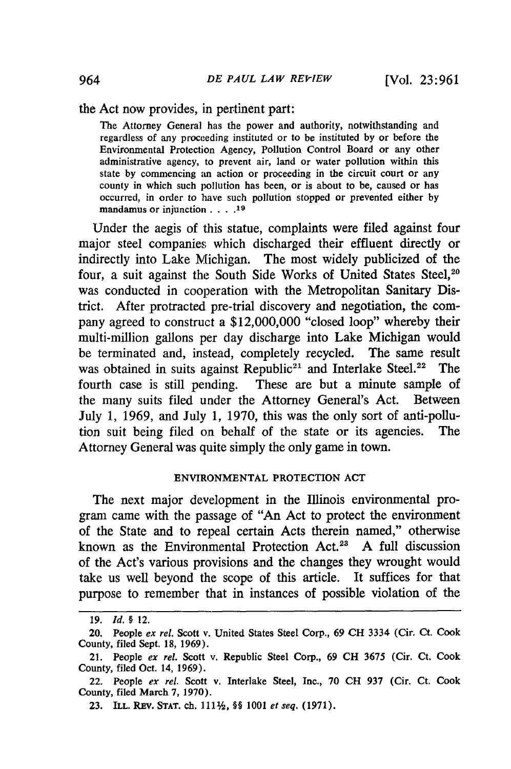the Act now provides, in pertinent part:

> The Attorney General has the power and authority, notwithstanding and regardless of any proceeding instituted or to be instituted by or before the Environmental Protection Agency, Pollution Control Board or any other administrative agency, to prevent air, land or water pollution within this state by commencing an action or proceeding in the circuit court or any county in which such pollution has been, or is about to be, caused or has occurred, in order to have such pollution stopped or prevented either by mandamus or injunction . . . .[19]

Under the aegis of this statue, complaints were filed against four major steel companies which discharged their effluent directly or indirectly into Lake Michigan. The most widely publicized of the four, a suit against the South Side Works of United States Steel,[20] was conducted in cooperation with the Metropolitan Sanitary District. After protracted pre-trial discovery and negotiation, the company agreed to construct a $12,000,000 "closed loop" whereby their multi-million gallons per day discharge into Lake Michigan would be terminated and, instead, completely recycled. The same result was obtained in suits against Republic[21] and Interlake Steel.[22] The fourth case is still pending. These are but a minute sample of the many suits filed under the Attorney General's Act. Between July 1, 1969, and July 1, 1970, this was the only sort of anti-pollution suit being filed on behalf of the state or its agencies. The Attorney General was quite simply the only game in town.

## ENVIRONMENTAL PROTECTION ACT

The next major development in the Illinois environmental program came with the passage of "An Act to protect the environment of the State and to repeal certain Acts therein named," otherwise known as the Environmental Protection Act.[23] A full discussion of the Act's various provisions and the changes they wrought would take us well beyond the scope of this article. It suffices for that purpose to remember that in instances of possible violation of the

---

19. *Id.* § 12.

20. People *ex rel.* Scott v. United States Steel Corp., 69 CH 3334 (Cir. Ct. Cook County, filed Sept. 18, 1969).

21. People *ex rel.* Scott v. Republic Steel Corp., 69 CH 3675 (Cir. Ct. Cook County, filed Oct. 14, 1969).

22. People *ex rel.* Scott v. Interlake Steel, Inc., 70 CH 937 (Cir. Ct. Cook County, filed March 7, 1970).

23. ILL. REV. STAT. ch. 111½, §§ 1001 *et seq.* (1971).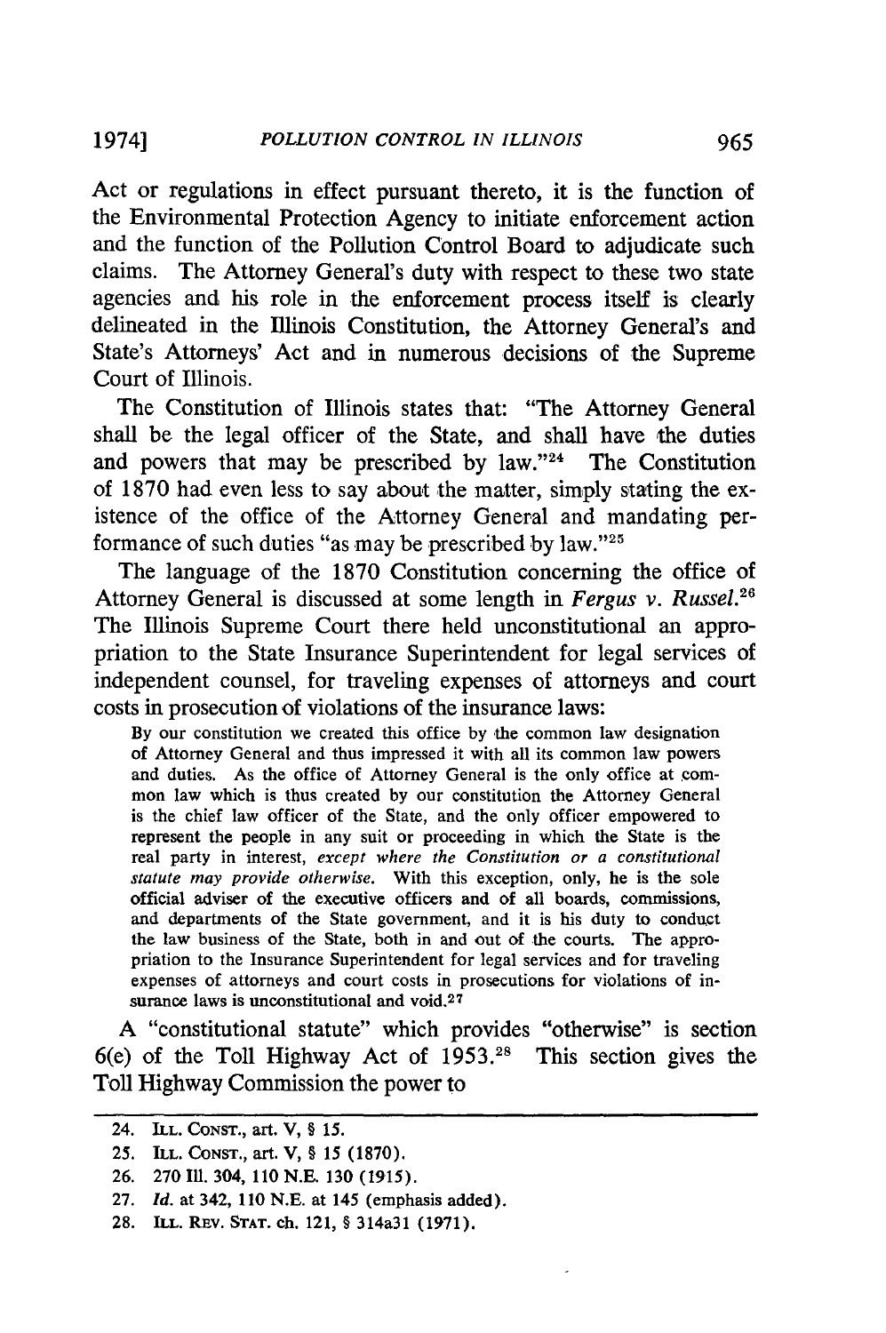Act or regulations in effect pursuant thereto, it is the function of the Environmental Protection Agency to initiate enforcement action and the function of the Pollution Control Board to adjudicate such claims. The Attorney General's duty with respect to these two state agencies and his role in the enforcement process itself is clearly delineated in the Illinois Constitution, the Attorney General's and State's Attorneys' Act and in numerous decisions of the Supreme Court of Illinois.

The Constitution of Illinois states that: "The Attorney General shall be the legal officer of the State, and shall have the duties and powers that may be prescribed by law."[24] The Constitution of 1870 had even less to say about the matter, simply stating the existence of the office of the Attorney General and mandating performance of such duties "as may be prescribed by law."[25]

The language of the 1870 Constitution concerning the office of Attorney General is discussed at some length in *Fergus v. Russel*.[26] The Illinois Supreme Court there held unconstitutional an appropriation to the State Insurance Superintendent for legal services of independent counsel, for traveling expenses of attorneys and court costs in prosecution of violations of the insurance laws:

> By our constitution we created this office by the common law designation of Attorney General and thus impressed it with all its common law powers and duties. As the office of Attorney General is the only office at common law which is thus created by our constitution the Attorney General is the chief law officer of the State, and the only officer empowered to represent the people in any suit or proceeding in which the State is the real party in interest, *except where the Constitution or a constitutional statute may provide otherwise.* With this exception, only, he is the sole official adviser of the executive officers and of all boards, commissions, and departments of the State government, and it is his duty to conduct the law business of the State, both in and out of the courts. The appropriation to the Insurance Superintendent for legal services and for traveling expenses of attorneys and court costs in prosecutions for violations of insurance laws is unconstitutional and void.[27]

A "constitutional statute" which provides "otherwise" is section 6(e) of the Toll Highway Act of 1953.[28] This section gives the Toll Highway Commission the power to

---

24. ILL. CONST., art. V, § 15.
25. ILL. CONST., art. V, § 15 (1870).
26. 270 Ill. 304, 110 N.E. 130 (1915).
27. *Id.* at 342, 110 N.E. at 145 (emphasis added).
28. ILL. REV. STAT. ch. 121, § 314a31 (1971).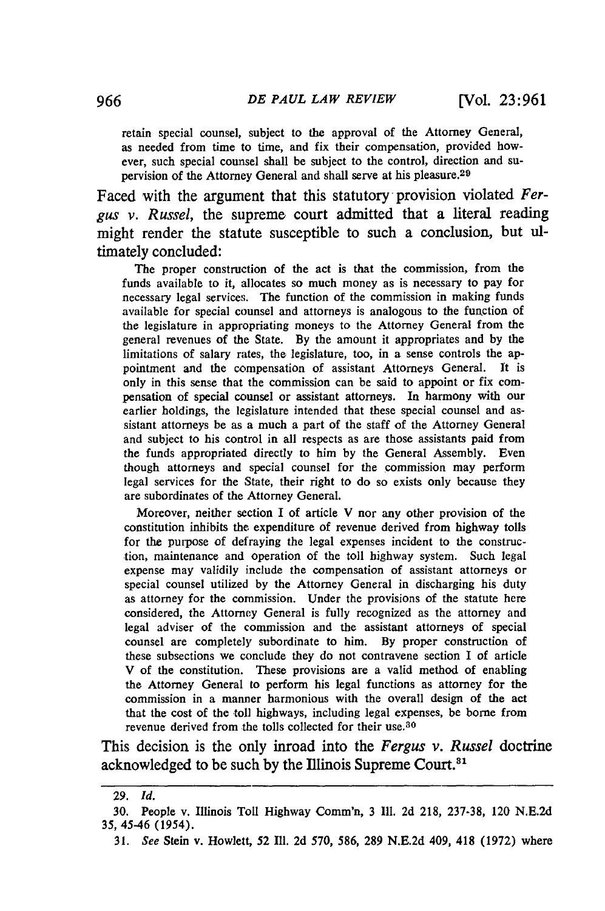> retain special counsel, subject to the approval of the Attorney General, as needed from time to time, and fix their compensation, provided however, such special counsel shall be subject to the control, direction and supervision of the Attorney General and shall serve at his pleasure.[29]

Faced with the argument that this statutory provision violated *Fergus v. Russel*, the supreme court admitted that a literal reading might render the statute susceptible to such a conclusion, but ultimately concluded:

> The proper construction of the act is that the commission, from the funds available to it, allocates so much money as is necessary to pay for necessary legal services. The function of the commission in making funds available for special counsel and attorneys is analogous to the function of the legislature in appropriating moneys to the Attorney General from the general revenues of the State. By the amount it appropriates and by the limitations of salary rates, the legislature, too, in a sense controls the appointment and the compensation of assistant Attorneys General. It is only in this sense that the commission can be said to appoint or fix compensation of special counsel or assistant attorneys. In harmony with our earlier holdings, the legislature intended that these special counsel and assistant attorneys be as a much a part of the staff of the Attorney General and subject to his control in all respects as are those assistants paid from the funds appropriated directly to him by the General Assembly. Even though attorneys and special counsel for the commission may perform legal services for the State, their right to do so exists only because they are subordinates of the Attorney General.
>
> Moreover, neither section I of article V nor any other provision of the constitution inhibits the expenditure of revenue derived from highway tolls for the purpose of defraying the legal expenses incident to the construction, maintenance and operation of the toll highway system. Such legal expense may validly include the compensation of assistant attorneys or special counsel utilized by the Attorney General in discharging his duty as attorney for the commission. Under the provisions of the statute here considered, the Attorney General is fully recognized as the attorney and legal adviser of the commission and the assistant attorneys of special counsel are completely subordinate to him. By proper construction of these subsections we conclude they do not contravene section I of article V of the constitution. These provisions are a valid method of enabling the Attorney General to perform his legal functions as attorney for the commission in a manner harmonious with the overall design of the act that the cost of the toll highways, including legal expenses, be borne from revenue derived from the tolls collected for their use.[30]

This decision is the only inroad into the *Fergus v. Russel* doctrine acknowledged to be such by the Illinois Supreme Court.[31]

---

29. *Id.*

30. People v. Illinois Toll Highway Comm'n, 3 Ill. 2d 218, 237-38, 120 N.E.2d 35, 45-46 (1954).

31. *See* Stein v. Howlett, 52 Ill. 2d 570, 586, 289 N.E.2d 409, 418 (1972) where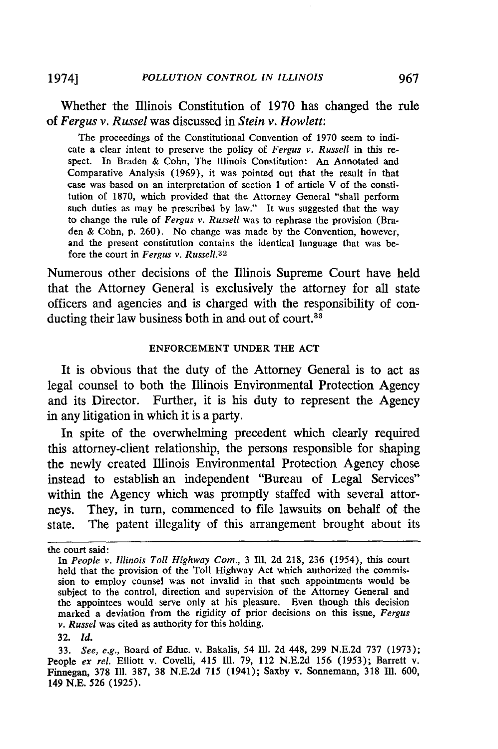Whether the Illinois Constitution of 1970 has changed the rule of *Fergus v. Russel* was discussed in *Stein v. Howlett*:

> The proceedings of the Constitutional Convention of 1970 seem to indicate a clear intent to preserve the policy of *Fergus v. Russell* in this respect. In Braden & Cohn, The Illinois Constitution: An Annotated and Comparative Analysis (1969), it was pointed out that the result in that case was based on an interpretation of section 1 of article V of the constitution of 1870, which provided that the Attorney General "shall perform such duties as may be prescribed by law." It was suggested that the way to change the rule of *Fergus v. Russell* was to rephrase the provision (Braden & Cohn, p. 260). No change was made by the Convention, however, and the present constitution contains the identical language that was before the court in *Fergus v. Russell*.[32]

Numerous other decisions of the Illinois Supreme Court have held that the Attorney General is exclusively the attorney for all state officers and agencies and is charged with the responsibility of conducting their law business both in and out of court.[33]

## ENFORCEMENT UNDER THE ACT

It is obvious that the duty of the Attorney General is to act as legal counsel to both the Illinois Environmental Protection Agency and its Director. Further, it is his duty to represent the Agency in any litigation in which it is a party.

In spite of the overwhelming precedent which clearly required this attorney-client relationship, the persons responsible for shaping the newly created Illinois Environmental Protection Agency chose instead to establish an independent "Bureau of Legal Services" within the Agency which was promptly staffed with several attorneys. They, in turn, commenced to file lawsuits on behalf of the state. The patent illegality of this arrangement brought about its

---

the court said:

In *People v. Illinois Toll Highway Com.*, 3 Ill. 2d 218, 236 (1954), this court held that the provision of the Toll Highway Act which authorized the commission to employ counsel was not invalid in that such appointments would be subject to the control, direction and supervision of the Attorney General and the appointees would serve only at his pleasure. Even though this decision marked a deviation from the rigidity of prior decisions on this issue, *Fergus v. Russel* was cited as authority for this holding.

32. *Id.*

33. *See, e.g.*, Board of Educ. v. Bakalis, 54 Ill. 2d 448, 299 N.E.2d 737 (1973); People *ex rel.* Elliott v. Covelli, 415 Ill. 79, 112 N.E.2d 156 (1953); Barrett v. Finnegan, 378 Ill. 387, 38 N.E.2d 715 (1941); Saxby v. Sonnemann, 318 Ill. 600, 149 N.E. 526 (1925).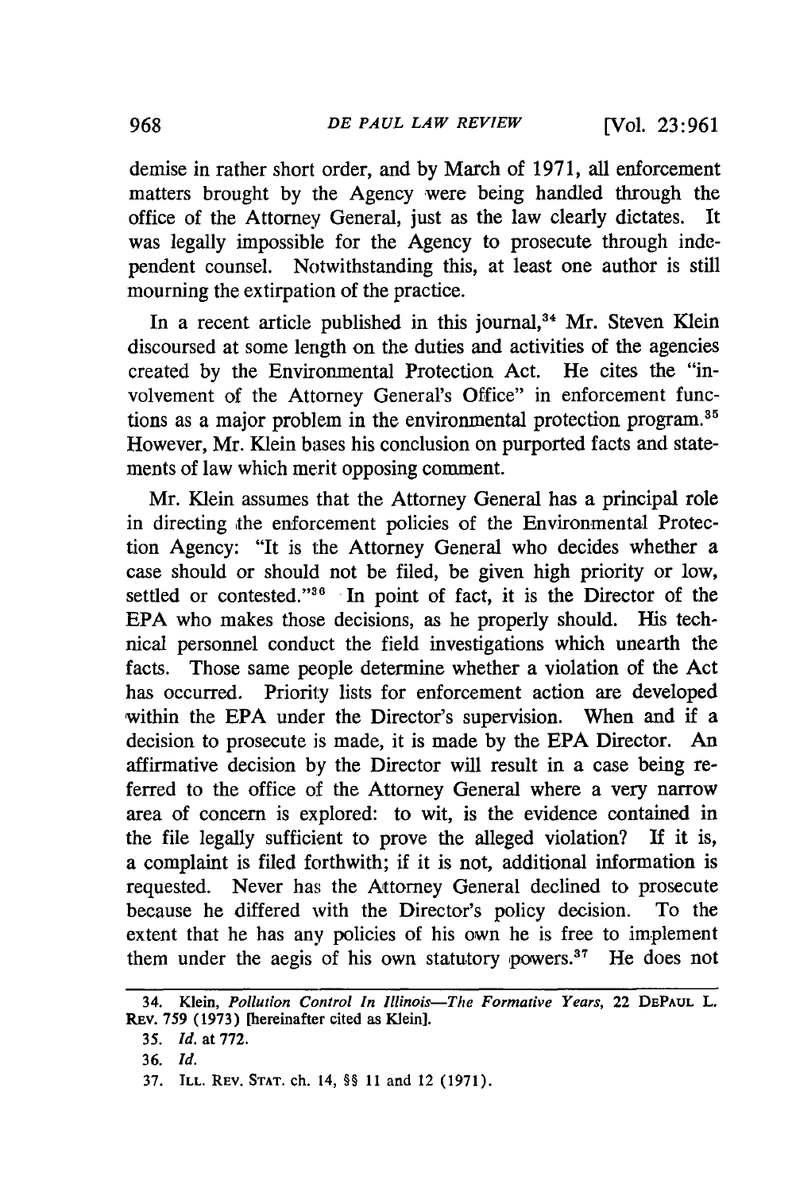demise in rather short order, and by March of 1971, all enforcement matters brought by the Agency were being handled through the office of the Attorney General, just as the law clearly dictates. It was legally impossible for the Agency to prosecute through independent counsel. Notwithstanding this, at least one author is still mourning the extirpation of the practice.

In a recent article published in this journal,[34] Mr. Steven Klein discoursed at some length on the duties and activities of the agencies created by the Environmental Protection Act. He cites the "involvement of the Attorney General's Office" in enforcement functions as a major problem in the environmental protection program.[35] However, Mr. Klein bases his conclusion on purported facts and statements of law which merit opposing comment.

Mr. Klein assumes that the Attorney General has a principal role in directing the enforcement policies of the Environmental Protection Agency: "It is the Attorney General who decides whether a case should or should not be filed, be given high priority or low, settled or contested."[36] In point of fact, it is the Director of the EPA who makes those decisions, as he properly should. His technical personnel conduct the field investigations which unearth the facts. Those same people determine whether a violation of the Act has occurred. Priority lists for enforcement action are developed within the EPA under the Director's supervision. When and if a decision to prosecute is made, it is made by the EPA Director. An affirmative decision by the Director will result in a case being referred to the office of the Attorney General where a very narrow area of concern is explored: to wit, is the evidence contained in the file legally sufficient to prove the alleged violation? If it is, a complaint is filed forthwith; if it is not, additional information is requested. Never has the Attorney General declined to prosecute because he differed with the Director's policy decision. To the extent that he has any policies of his own he is free to implement them under the aegis of his own statutory powers.[37] He does not

---

34. Klein, *Pollution Control In Illinois—The Formative Years*, 22 DEPAUL L. REV. 759 (1973) [hereinafter cited as Klein].

35. *Id.* at 772.

36. *Id.*

37. ILL. REV. STAT. ch. 14, §§ 11 and 12 (1971).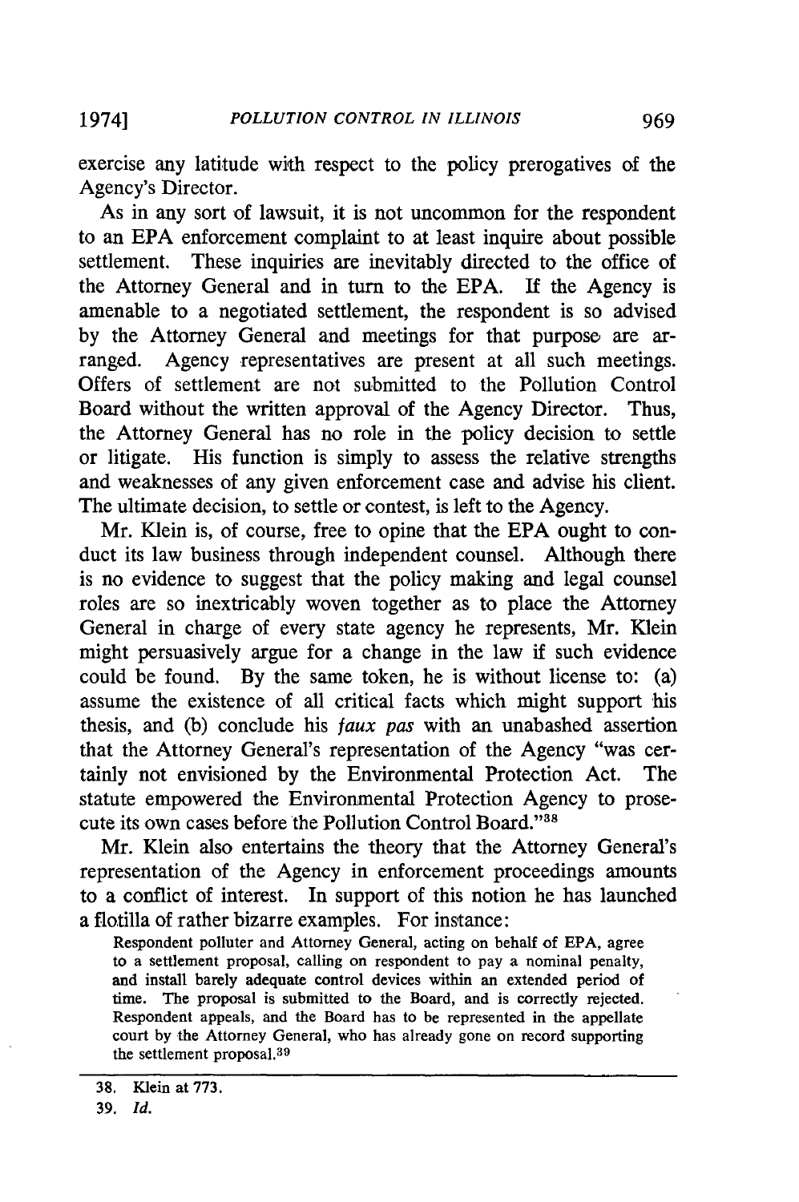exercise any latitude with respect to the policy prerogatives of the Agency's Director.

As in any sort of lawsuit, it is not uncommon for the respondent to an EPA enforcement complaint to at least inquire about possible settlement. These inquiries are inevitably directed to the office of the Attorney General and in turn to the EPA. If the Agency is amenable to a negotiated settlement, the respondent is so advised by the Attorney General and meetings for that purpose are arranged. Agency representatives are present at all such meetings. Offers of settlement are not submitted to the Pollution Control Board without the written approval of the Agency Director. Thus, the Attorney General has no role in the policy decision to settle or litigate. His function is simply to assess the relative strengths and weaknesses of any given enforcement case and advise his client. The ultimate decision, to settle or contest, is left to the Agency.

Mr. Klein is, of course, free to opine that the EPA ought to conduct its law business through independent counsel. Although there is no evidence to suggest that the policy making and legal counsel roles are so inextricably woven together as to place the Attorney General in charge of every state agency he represents, Mr. Klein might persuasively argue for a change in the law if such evidence could be found. By the same token, he is without license to: (a) assume the existence of all critical facts which might support his thesis, and (b) conclude his *faux pas* with an unabashed assertion that the Attorney General's representation of the Agency "was certainly not envisioned by the Environmental Protection Act. The statute empowered the Environmental Protection Agency to prosecute its own cases before the Pollution Control Board."[38]

Mr. Klein also entertains the theory that the Attorney General's representation of the Agency in enforcement proceedings amounts to a conflict of interest. In support of this notion he has launched a flotilla of rather bizarre examples. For instance:

> Respondent polluter and Attorney General, acting on behalf of EPA, agree to a settlement proposal, calling on respondent to pay a nominal penalty, and install barely adequate control devices within an extended period of time. The proposal is submitted to the Board, and is correctly rejected. Respondent appeals, and the Board has to be represented in the appellate court by the Attorney General, who has already gone on record supporting the settlement proposal.[39]

---

38. Klein at 773.

39. *Id.*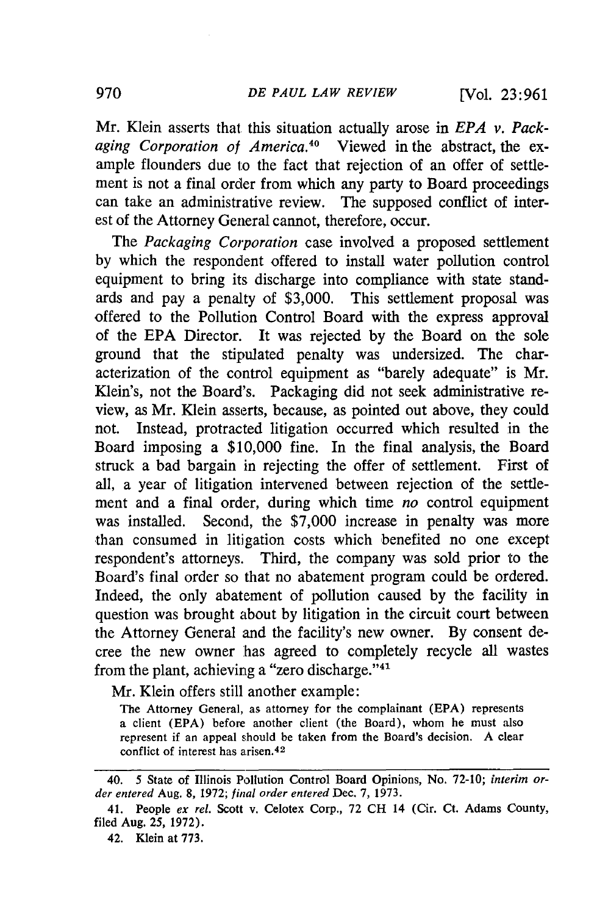Mr. Klein asserts that this situation actually arose in *EPA v. Packaging Corporation of America.*[40] Viewed in the abstract, the example flounders due to the fact that rejection of an offer of settlement is not a final order from which any party to Board proceedings can take an administrative review. The supposed conflict of interest of the Attorney General cannot, therefore, occur.

The *Packaging Corporation* case involved a proposed settlement by which the respondent offered to install water pollution control equipment to bring its discharge into compliance with state standards and pay a penalty of $3,000. This settlement proposal was offered to the Pollution Control Board with the express approval of the EPA Director. It was rejected by the Board on the sole ground that the stipulated penalty was undersized. The characterization of the control equipment as "barely adequate" is Mr. Klein's, not the Board's. Packaging did not seek administrative review, as Mr. Klein asserts, because, as pointed out above, they could not. Instead, protracted litigation occurred which resulted in the Board imposing a $10,000 fine. In the final analysis, the Board struck a bad bargain in rejecting the offer of settlement. First of all, a year of litigation intervened between rejection of the settlement and a final order, during which time *no* control equipment was installed. Second, the $7,000 increase in penalty was more than consumed in litigation costs which benefited no one except respondent's attorneys. Third, the company was sold prior to the Board's final order so that no abatement program could be ordered. Indeed, the only abatement of pollution caused by the facility in question was brought about by litigation in the circuit court between the Attorney General and the facility's new owner. By consent decree the new owner has agreed to completely recycle all wastes from the plant, achieving a "zero discharge."[41]

Mr. Klein offers still another example:

> The Attorney General, as attorney for the complainant (EPA) represents a client (EPA) before another client (the Board), whom he must also represent if an appeal should be taken from the Board's decision. A clear conflict of interest has arisen.[42]

---

40. 5 State of Illinois Pollution Control Board Opinions, No. 72-10; *interim order entered* Aug. 8, 1972; *final order entered* Dec. 7, 1973.

41. People *ex rel.* Scott v. Celotex Corp., 72 CH 14 (Cir. Ct. Adams County, filed Aug. 25, 1972).

42. Klein at 773.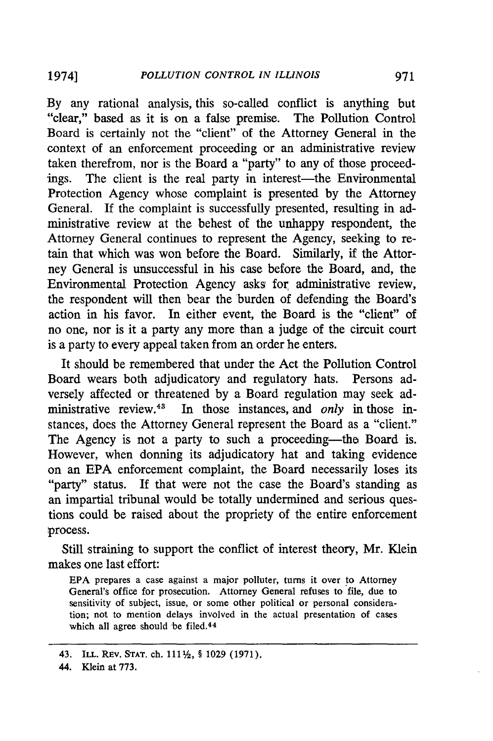By any rational analysis, this so-called conflict is anything but "clear," based as it is on a false premise. The Pollution Control Board is certainly not the "client" of the Attorney General in the context of an enforcement proceeding or an administrative review taken therefrom, nor is the Board a "party" to any of those proceedings. The client is the real party in interest—the Environmental Protection Agency whose complaint is presented by the Attorney General. If the complaint is successfully presented, resulting in administrative review at the behest of the unhappy respondent, the Attorney General continues to represent the Agency, seeking to retain that which was won before the Board. Similarly, if the Attorney General is unsuccessful in his case before the Board, and, the Environmental Protection Agency asks for administrative review, the respondent will then bear the burden of defending the Board's action in his favor. In either event, the Board is the "client" of no one, nor is it a party any more than a judge of the circuit court is a party to every appeal taken from an order he enters.

It should be remembered that under the Act the Pollution Control Board wears both adjudicatory and regulatory hats. Persons adversely affected or threatened by a Board regulation may seek administrative review.[43] In those instances, and *only* in those instances, does the Attorney General represent the Board as a "client." The Agency is not a party to such a proceeding—the Board is. However, when donning its adjudicatory hat and taking evidence on an EPA enforcement complaint, the Board necessarily loses its "party" status. If that were not the case the Board's standing as an impartial tribunal would be totally undermined and serious questions could be raised about the propriety of the entire enforcement process.

Still straining to support the conflict of interest theory, Mr. Klein makes one last effort:

> EPA prepares a case against a major polluter, turns it over to Attorney General's office for prosecution. Attorney General refuses to file, due to sensitivity of subject, issue, or some other political or personal consideration; not to mention delays involved in the actual presentation of cases which all agree should be filed.[44]

---

43. ILL. REV. STAT. ch. 111½, § 1029 (1971).

44. Klein at 773.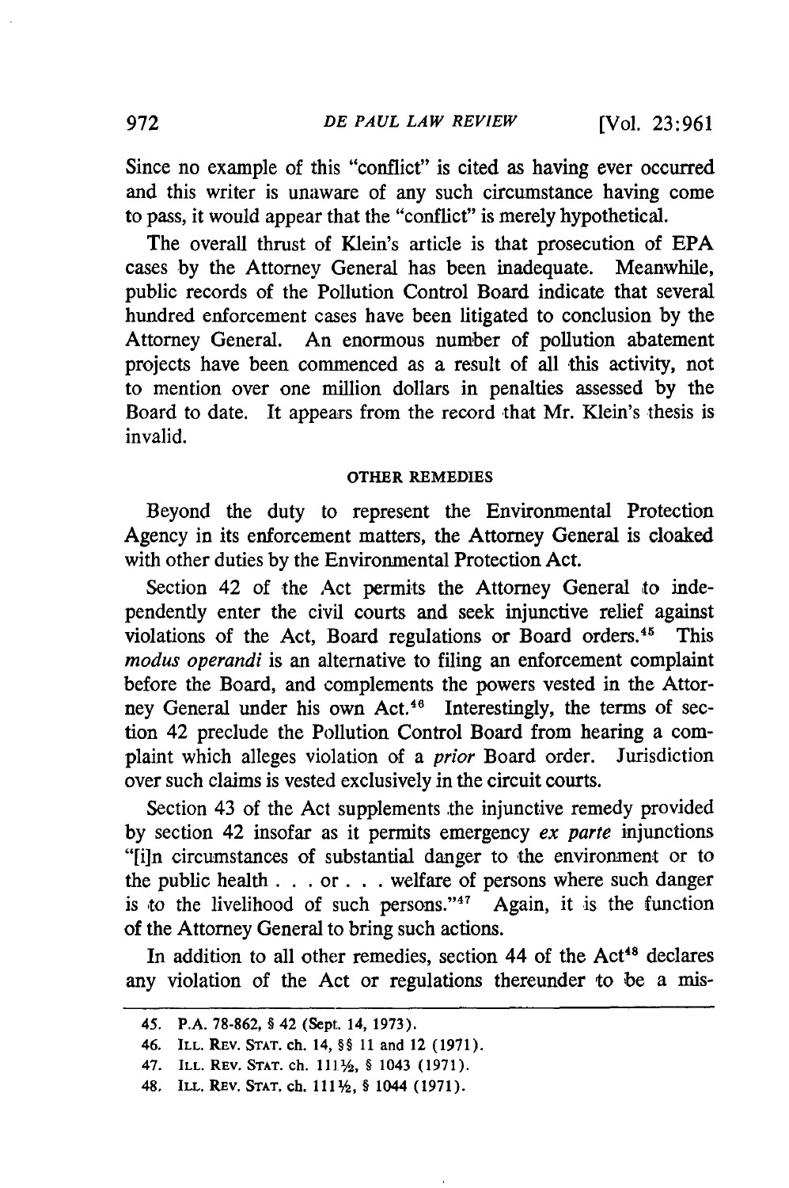Since no example of this "conflict" is cited as having ever occurred and this writer is unaware of any such circumstance having come to pass, it would appear that the "conflict" is merely hypothetical.

The overall thrust of Klein's article is that prosecution of EPA cases by the Attorney General has been inadequate. Meanwhile, public records of the Pollution Control Board indicate that several hundred enforcement cases have been litigated to conclusion by the Attorney General. An enormous number of pollution abatement projects have been commenced as a result of all this activity, not to mention over one million dollars in penalties assessed by the Board to date. It appears from the record that Mr. Klein's thesis is invalid.

## OTHER REMEDIES

Beyond the duty to represent the Environmental Protection Agency in its enforcement matters, the Attorney General is cloaked with other duties by the Environmental Protection Act.

Section 42 of the Act permits the Attorney General to independently enter the civil courts and seek injunctive relief against violations of the Act, Board regulations or Board orders.[45] This *modus operandi* is an alternative to filing an enforcement complaint before the Board, and complements the powers vested in the Attorney General under his own Act.[46] Interestingly, the terms of section 42 preclude the Pollution Control Board from hearing a complaint which alleges violation of a *prior* Board order. Jurisdiction over such claims is vested exclusively in the circuit courts.

Section 43 of the Act supplements the injunctive remedy provided by section 42 insofar as it permits emergency *ex parte* injunctions "[i]n circumstances of substantial danger to the environment or to the public health . . . or . . . welfare of persons where such danger is to the livelihood of such persons."[47] Again, it is the function of the Attorney General to bring such actions.

In addition to all other remedies, section 44 of the Act[48] declares any violation of the Act or regulations thereunder to be a mis-

---

45. P.A. 78-862, § 42 (Sept. 14, 1973).

46. ILL. REV. STAT. ch. 14, §§ 11 and 12 (1971).

47. ILL. REV. STAT. ch. 111½, § 1043 (1971).

48. ILL. REV. STAT. ch. 111½, § 1044 (1971).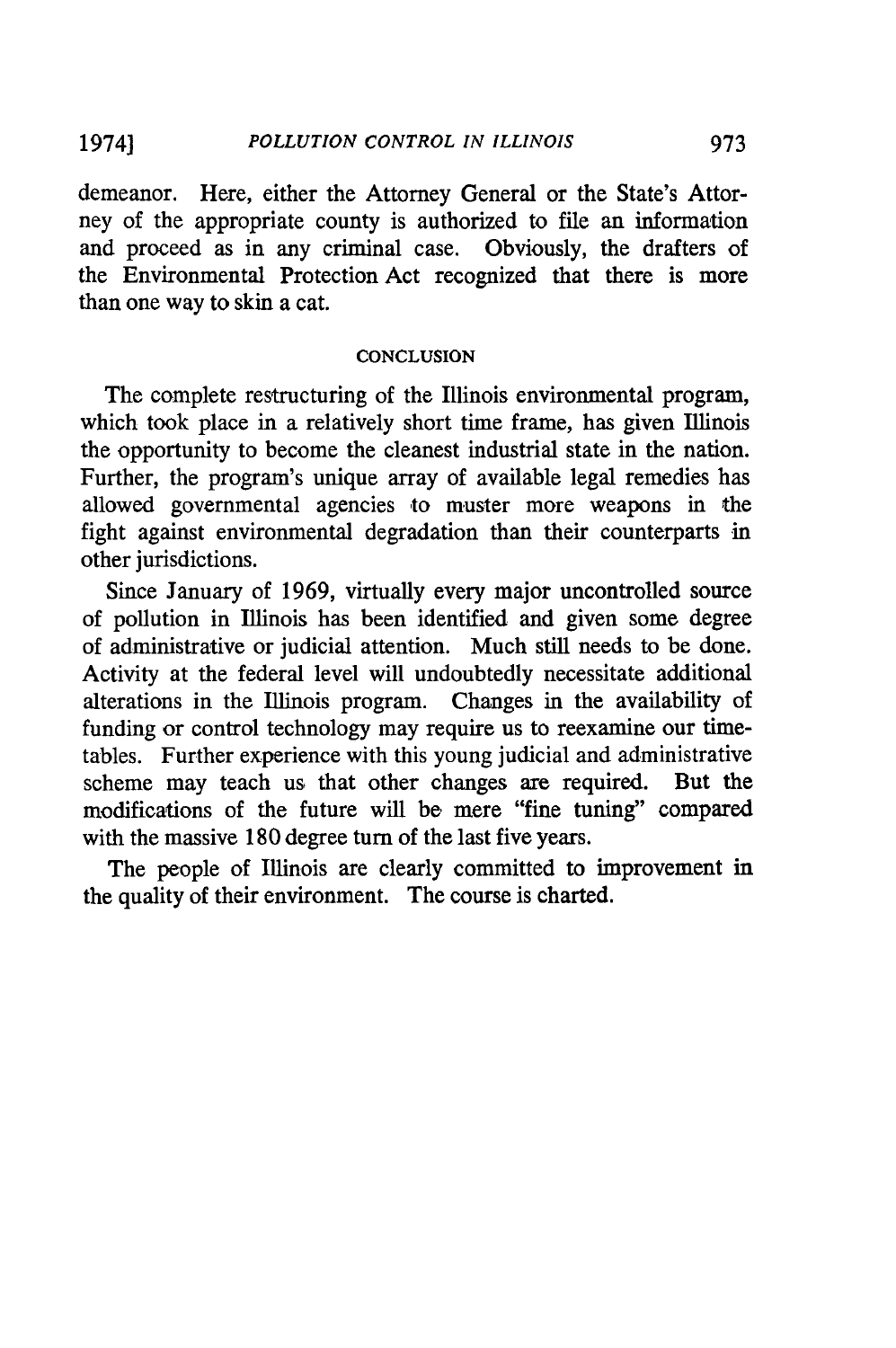demeanor. Here, either the Attorney General or the State's Attorney of the appropriate county is authorized to file an information and proceed as in any criminal case. Obviously, the drafters of the Environmental Protection Act recognized that there is more than one way to skin a cat.

## CONCLUSION

The complete restructuring of the Illinois environmental program, which took place in a relatively short time frame, has given Illinois the opportunity to become the cleanest industrial state in the nation. Further, the program's unique array of available legal remedies has allowed governmental agencies to muster more weapons in the fight against environmental degradation than their counterparts in other jurisdictions.

Since January of 1969, virtually every major uncontrolled source of pollution in Illinois has been identified and given some degree of administrative or judicial attention. Much still needs to be done. Activity at the federal level will undoubtedly necessitate additional alterations in the Illinois program. Changes in the availability of funding or control technology may require us to reexamine our timetables. Further experience with this young judicial and administrative scheme may teach us that other changes are required. But the modifications of the future will be mere "fine tuning" compared with the massive 180 degree turn of the last five years.

The people of Illinois are clearly committed to improvement in the quality of their environment. The course is charted.